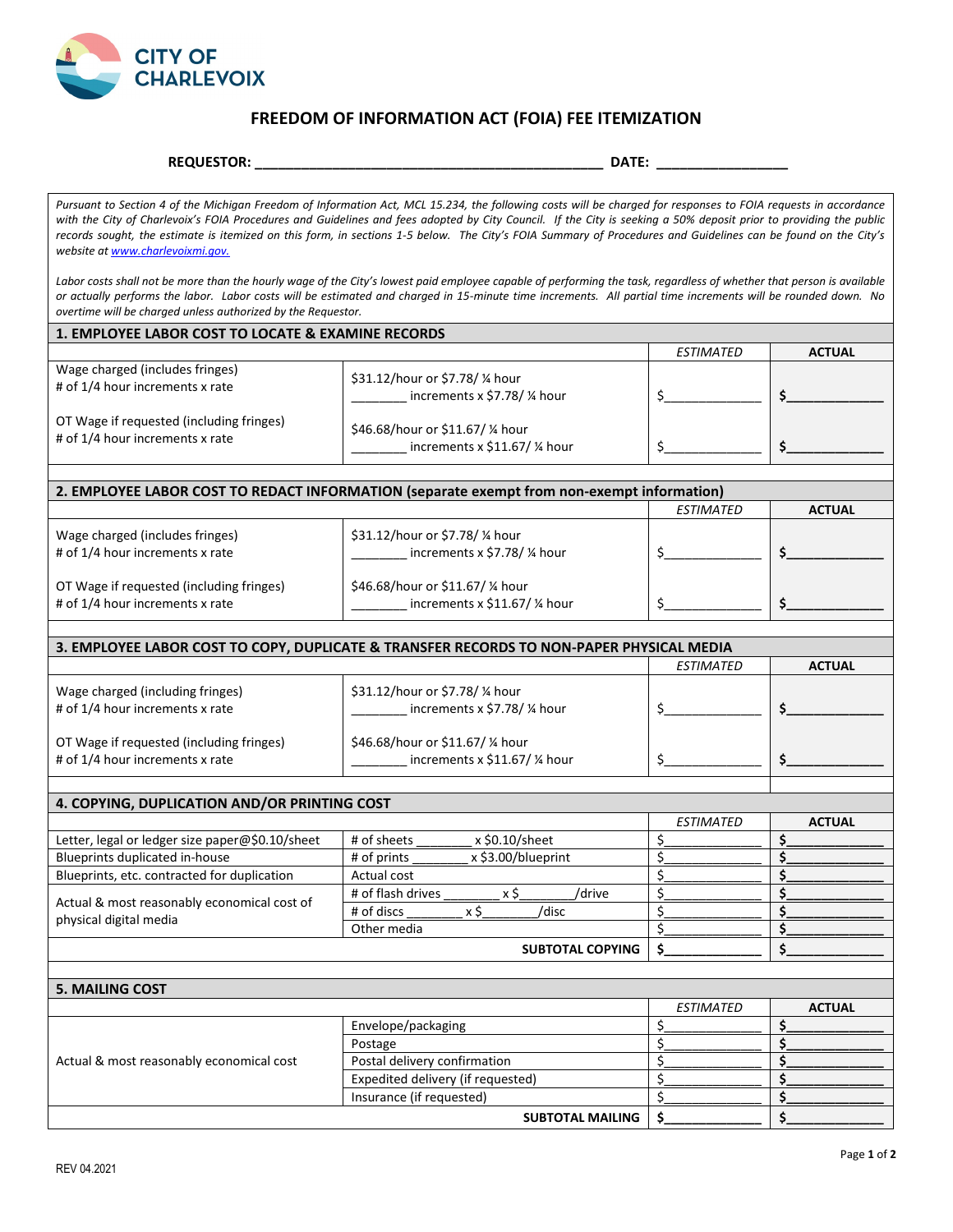CITY OF CHARLEVOIX

# FREEDOM OF INFORMATION ACT (FOIA) FEE ITEMIZATION

**REQUESTOR:** ______________________________________________ **DATE:** _________________

*Pursuant to Section 4 of the Michigan Freedom of Information Act, MCL 15.234, the following costs will be charged for responses to FOIA requests in accordance with the City of Charlevoix's FOIA Procedures and Guidelines and fees adopted by City Council. If the City is seeking a 50% deposit prior to providing the public records sought, the estimate is itemized on this form, in sections 1-5 below. The City's FOIA Summary of Procedures and Guidelines can be found on the City's website at www.charlevoixmi.gov.*

*Labor costs shall not be more than the hourly wage of the City's lowest paid employee capable of performing the task, regardless of whether that person is available or actually performs the labor. Labor costs will be estimated and charged in 15-minute time increments. All partial time increments will be rounded down. No overtime will be charged unless authorized by the Requestor.*

## 1. EMPLOYEE LABOR COST TO LOCATE & EXAMINE RECORDS

| | | *ESTIMATED* | **ACTUAL** |
|---|---|---|---|
| Wage charged (includes fringes)<br># of 1/4 hour increments x rate | \$31.12/hour or \$7.78/ ¼ hour<br>________ increments x \$7.78/ ¼ hour | \$______________ | **\$______________** |
| OT Wage if requested (including fringes)<br># of 1/4 hour increments x rate | \$46.68/hour or \$11.67/ ¼ hour<br>________ increments x \$11.67/ ¼ hour | \$______________ | **\$______________** |

## 2. EMPLOYEE LABOR COST TO REDACT INFORMATION (separate exempt from non-exempt information)

| | | *ESTIMATED* | **ACTUAL** |
|---|---|---|---|
| Wage charged (includes fringes)<br># of 1/4 hour increments x rate | \$31.12/hour or \$7.78/ ¼ hour<br>________ increments x \$7.78/ ¼ hour | \$______________ | **\$______________** |
| OT Wage if requested (including fringes)<br># of 1/4 hour increments x rate | \$46.68/hour or \$11.67/ ¼ hour<br>________ increments x \$11.67/ ¼ hour | \$______________ | **\$______________** |

## 3. EMPLOYEE LABOR COST TO COPY, DUPLICATE & TRANSFER RECORDS TO NON-PAPER PHYSICAL MEDIA

| | | *ESTIMATED* | **ACTUAL** |
|---|---|---|---|
| Wage charged (including fringes)<br># of 1/4 hour increments x rate | \$31.12/hour or \$7.78/ ¼ hour<br>________ increments x \$7.78/ ¼ hour | \$______________ | **\$______________** |
| OT Wage if requested (including fringes)<br># of 1/4 hour increments x rate | \$46.68/hour or \$11.67/ ¼ hour<br>________ increments x \$11.67/ ¼ hour | \$______________ | **\$______________** |

## 4. COPYING, DUPLICATION AND/OR PRINTING COST

| | | *ESTIMATED* | **ACTUAL** |
|---|---|---|---|
| Letter, legal or ledger size paper@\$0.10/sheet | # of sheets ________ x \$0.10/sheet | \$______________ | **\$______________** |
| Blueprints duplicated in-house | # of prints ________ x \$3.00/blueprint | \$______________ | **\$______________** |
| Blueprints, etc. contracted for duplication | Actual cost | \$______________ | **\$______________** |
| Actual & most reasonably economical cost of physical digital media | # of flash drives ________ x \$________/drive | \$______________ | **\$______________** |
| | # of discs ________ x \$________/disc | \$______________ | **\$______________** |
| | Other media | \$______________ | **\$______________** |
| | **SUBTOTAL COPYING** | **\$______________** | **\$______________** |

## 5. MAILING COST

| | | *ESTIMATED* | **ACTUAL** |
|---|---|---|---|
| Actual & most reasonably economical cost | Envelope/packaging | \$______________ | **\$______________** |
| | Postage | \$______________ | **\$______________** |
| | Postal delivery confirmation | \$______________ | **\$______________** |
| | Expedited delivery (if requested) | \$______________ | **\$______________** |
| | Insurance (if requested) | \$______________ | **\$______________** |
| | **SUBTOTAL MAILING** | **\$______________** | **\$______________** |

REV 04.2021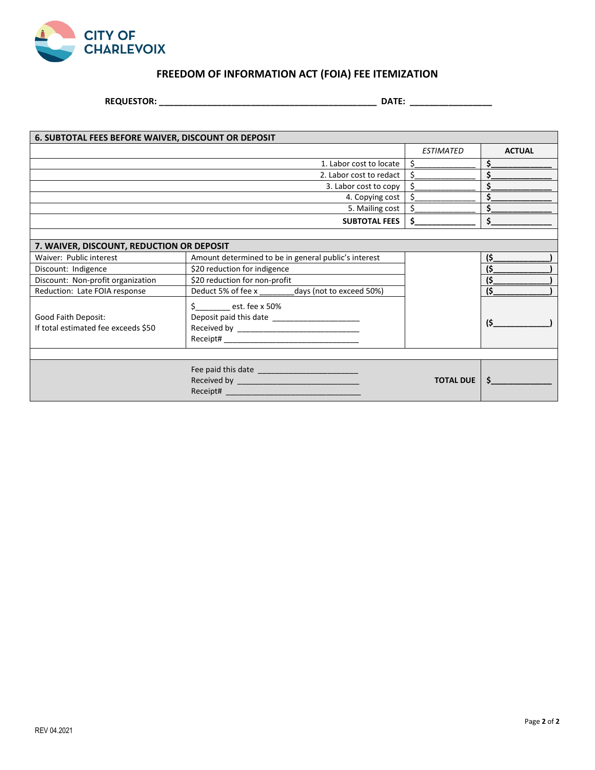CITY OF CHARLEVOIX

## FREEDOM OF INFORMATION ACT (FOIA) FEE ITEMIZATION

**REQUESTOR:** _____________________________________________ **DATE:** _________________

| **6. SUBTOTAL FEES BEFORE WAIVER, DISCOUNT OR DEPOSIT** | | | |
|---|---|---|---|
| | | *ESTIMATED* | **ACTUAL** |
| | 1. Labor cost to locate | $_____________ | **$_____________** |
| | 2. Labor cost to redact | $_____________ | **$_____________** |
| | 3. Labor cost to copy | $_____________ | **$_____________** |
| | 4. Copying cost | $_____________ | **$_____________** |
| | 5. Mailing cost | $_____________ | **$_____________** |
| | **SUBTOTAL FEES** | **$_____________** | **$_____________** |

| **7. WAIVER, DISCOUNT, REDUCTION OR DEPOSIT** | | | |
|---|---|---|---|
| Waiver: Public interest | Amount determined to be in general public's interest | | **($____________)** |
| Discount: Indigence | $20 reduction for indigence | | **($____________)** |
| Discount: Non-profit organization | $20 reduction for non-profit | | **($____________)** |
| Reduction: Late FOIA response | Deduct 5% of fee x ________days (not to exceed 50%) | | **($____________)** |
| Good Faith Deposit:<br>If total estimated fee exceeds $50 | $________ est. fee x 50%<br>Deposit paid this date ____________________<br>Received by ____________________________<br>Receipt# _______________________________ | | **($____________)** |
| | Fee paid this date ______________________<br>Received by ____________________________<br>Receipt# _______________________________ | **TOTAL DUE** | **$_____________** |

REV 04.2021